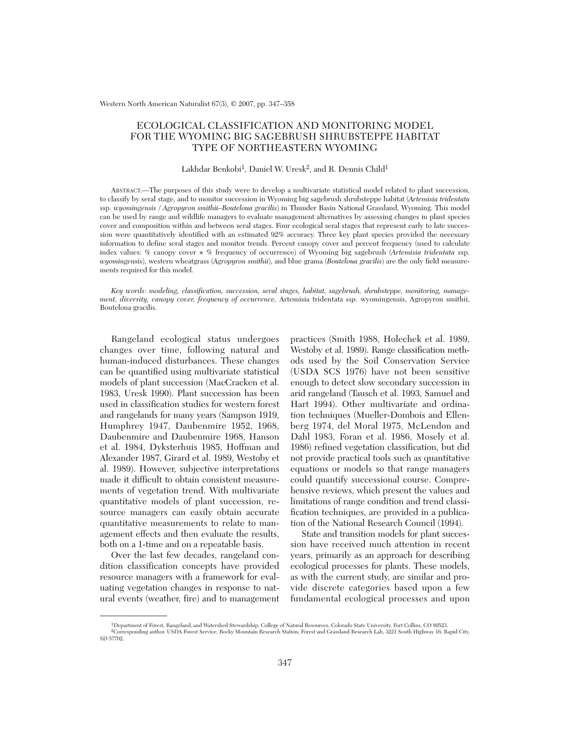# ECOLOGICAL CLASSIFICATION AND MONITORING MODEL FOR THE WYOMING BIG SAGEBRUSH SHRUBSTEPPE HABITAT TYPE OF NORTHEASTERN WYOMING

Lakhdar Benkobi[1], Daniel W. Uresk[2], and R. Dennis Child[1]

ABSTRACT.—The purposes of this study were to develop a multivariate statistical model related to plant succession, to classify by seral stage, and to monitor succession in Wyoming big sagebrush shrubsteppe habitat (*Artemisia tridentata* ssp. *wyomingensis* / *Agropyron smithii–Bouteloua gracilis*) in Thunder Basin National Grassland, Wyoming. This model can be used by range and wildlife managers to evaluate management alternatives by assessing changes in plant species cover and composition within and between seral stages. Four ecological seral stages that represent early to late succession were quantitatively identified with an estimated 92% accuracy. Three key plant species provided the necessary information to define seral stages and monitor trends. Percent canopy cover and percent frequency (used to calculate index values: % canopy cover × % frequency of occurrence) of Wyoming big sagebrush (*Artemisia tridentata* ssp. *wyomingensis*), western wheatgrass (*Agropyron smithii*), and blue grama (*Bouteloua gracilis*) are the only field measurements required for this model.

*Key words: modeling, classification, succession, seral stages, habitat, sagebrush, shrubsteppe, monitoring, management, diversity, canopy cover, frequency of occurrence,* Artemisia tridentata *ssp.* wyomingensis, Agropyron smithii, Bouteloua gracilis.

Rangeland ecological status undergoes changes over time, following natural and human-induced disturbances. These changes can be quantified using multivariate statistical models of plant succession (MacCracken et al. 1983, Uresk 1990). Plant succession has been used in classification studies for western forest and rangelands for many years (Sampson 1919, Humphrey 1947, Daubenmire 1952, 1968, Daubenmire and Daubenmire 1968, Hanson et al. 1984, Dyksterhuis 1985, Hoffman and Alexander 1987, Girard et al. 1989, Westoby et al. 1989). However, subjective interpretations made it difficult to obtain consistent measurements of vegetation trend. With multivariate quantitative models of plant succession, resource managers can easily obtain accurate quantitative measurements to relate to management effects and then evaluate the results, both on a 1-time and on a repeatable basis.

Over the last few decades, rangeland condition classification concepts have provided resource managers with a framework for evaluating vegetation changes in response to natural events (weather, fire) and to management practices (Smith 1988, Holechek et al. 1989, Westoby et al. 1989). Range classification methods used by the Soil Conservation Service (USDA SCS 1976) have not been sensitive enough to detect slow secondary succession in arid rangeland (Tausch et al. 1993, Samuel and Hart 1994). Other multivariate and ordination techniques (Mueller-Dombois and Ellenberg 1974, del Moral 1975, McLendon and Dahl 1983, Foran et al. 1986, Mosely et al. 1986) refined vegetation classification, but did not provide practical tools such as quantitative equations or models so that range managers could quantify successional course. Comprehensive reviews, which present the values and limitations of range condition and trend classification techniques, are provided in a publication of the National Research Council (1994).

State and transition models for plant succession have received much attention in recent years, primarily as an approach for describing ecological processes for plants. These models, as with the current study, are similar and provide discrete categories based upon a few fundamental ecological processes and upon

---

[1]Department of Forest, Rangeland, and Watershed Stewardship, College of Natural Resources, Colorado State University, Fort Collins, CO 80523.

[2]Corresponding author. USDA Forest Service, Rocky Mountain Research Station, Forest and Grassland Research Lab, 3221 South Highway 16, Rapid City, SD 57702.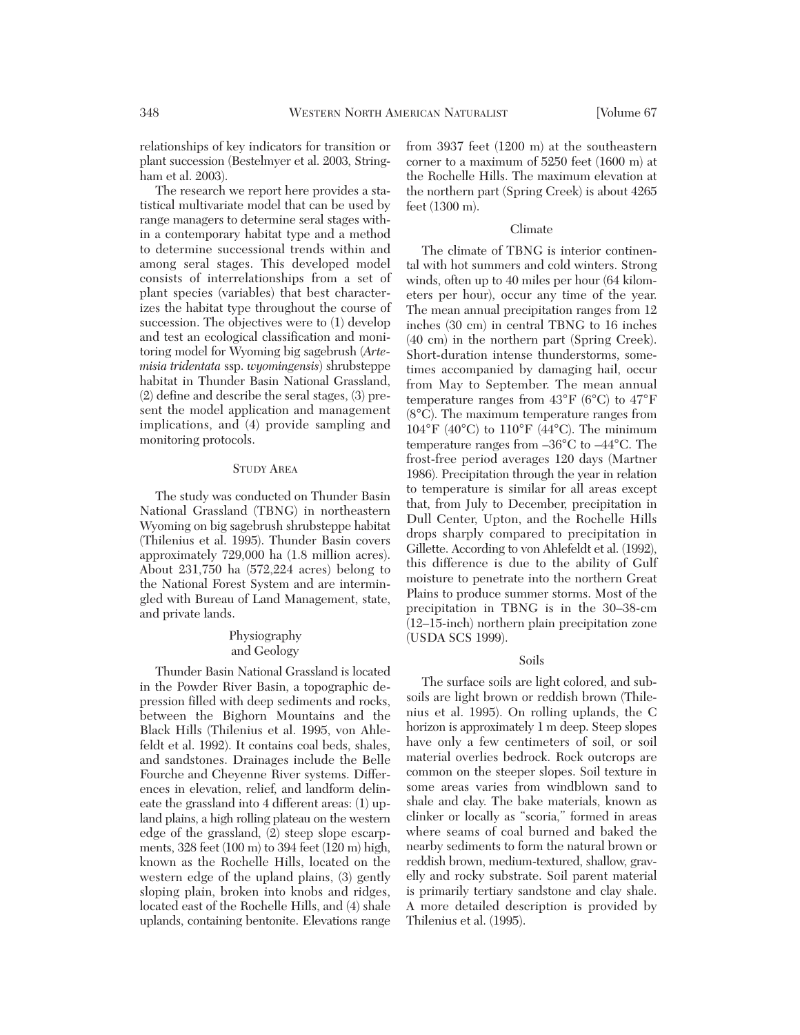relationships of key indicators for transition or plant succession (Bestelmyer et al. 2003, Stringham et al. 2003).

The research we report here provides a statistical multivariate model that can be used by range managers to determine seral stages within a contemporary habitat type and a method to determine successional trends within and among seral stages. This developed model consists of interrelationships from a set of plant species (variables) that best characterizes the habitat type throughout the course of succession. The objectives were to (1) develop and test an ecological classification and monitoring model for Wyoming big sagebrush (*Artemisia tridentata* ssp. *wyomingensis*) shrubsteppe habitat in Thunder Basin National Grassland, (2) define and describe the seral stages, (3) present the model application and management implications, and (4) provide sampling and monitoring protocols.

## Study Area

The study was conducted on Thunder Basin National Grassland (TBNG) in northeastern Wyoming on big sagebrush shrubsteppe habitat (Thilenius et al. 1995). Thunder Basin covers approximately 729,000 ha (1.8 million acres). About 231,750 ha (572,224 acres) belong to the National Forest System and are intermingled with Bureau of Land Management, state, and private lands.

### Physiography and Geology

Thunder Basin National Grassland is located in the Powder River Basin, a topographic depression filled with deep sediments and rocks, between the Bighorn Mountains and the Black Hills (Thilenius et al. 1995, von Ahlefeldt et al. 1992). It contains coal beds, shales, and sandstones. Drainages include the Belle Fourche and Cheyenne River systems. Differences in elevation, relief, and landform delineate the grassland into 4 different areas: (1) upland plains, a high rolling plateau on the western edge of the grassland, (2) steep slope escarpments, 328 feet (100 m) to 394 feet (120 m) high, known as the Rochelle Hills, located on the western edge of the upland plains, (3) gently sloping plain, broken into knobs and ridges, located east of the Rochelle Hills, and (4) shale uplands, containing bentonite. Elevations range from 3937 feet (1200 m) at the southeastern corner to a maximum of 5250 feet (1600 m) at the Rochelle Hills. The maximum elevation at the northern part (Spring Creek) is about 4265 feet (1300 m).

### Climate

The climate of TBNG is interior continental with hot summers and cold winters. Strong winds, often up to 40 miles per hour (64 kilometers per hour), occur any time of the year. The mean annual precipitation ranges from 12 inches (30 cm) in central TBNG to 16 inches (40 cm) in the northern part (Spring Creek). Short-duration intense thunderstorms, sometimes accompanied by damaging hail, occur from May to September. The mean annual temperature ranges from 43°F (6°C) to 47°F (8°C). The maximum temperature ranges from 104°F (40°C) to 110°F (44°C). The minimum temperature ranges from –36°C to –44°C. The frost-free period averages 120 days (Martner 1986). Precipitation through the year in relation to temperature is similar for all areas except that, from July to December, precipitation in Dull Center, Upton, and the Rochelle Hills drops sharply compared to precipitation in Gillette. According to von Ahlefeldt et al. (1992), this difference is due to the ability of Gulf moisture to penetrate into the northern Great Plains to produce summer storms. Most of the precipitation in TBNG is in the 30–38-cm (12–15-inch) northern plain precipitation zone (USDA SCS 1999).

### Soils

The surface soils are light colored, and subsoils are light brown or reddish brown (Thilenius et al. 1995). On rolling uplands, the C horizon is approximately 1 m deep. Steep slopes have only a few centimeters of soil, or soil material overlies bedrock. Rock outcrops are common on the steeper slopes. Soil texture in some areas varies from windblown sand to shale and clay. The bake materials, known as clinker or locally as "scoria," formed in areas where seams of coal burned and baked the nearby sediments to form the natural brown or reddish brown, medium-textured, shallow, gravelly and rocky substrate. Soil parent material is primarily tertiary sandstone and clay shale. A more detailed description is provided by Thilenius et al. (1995).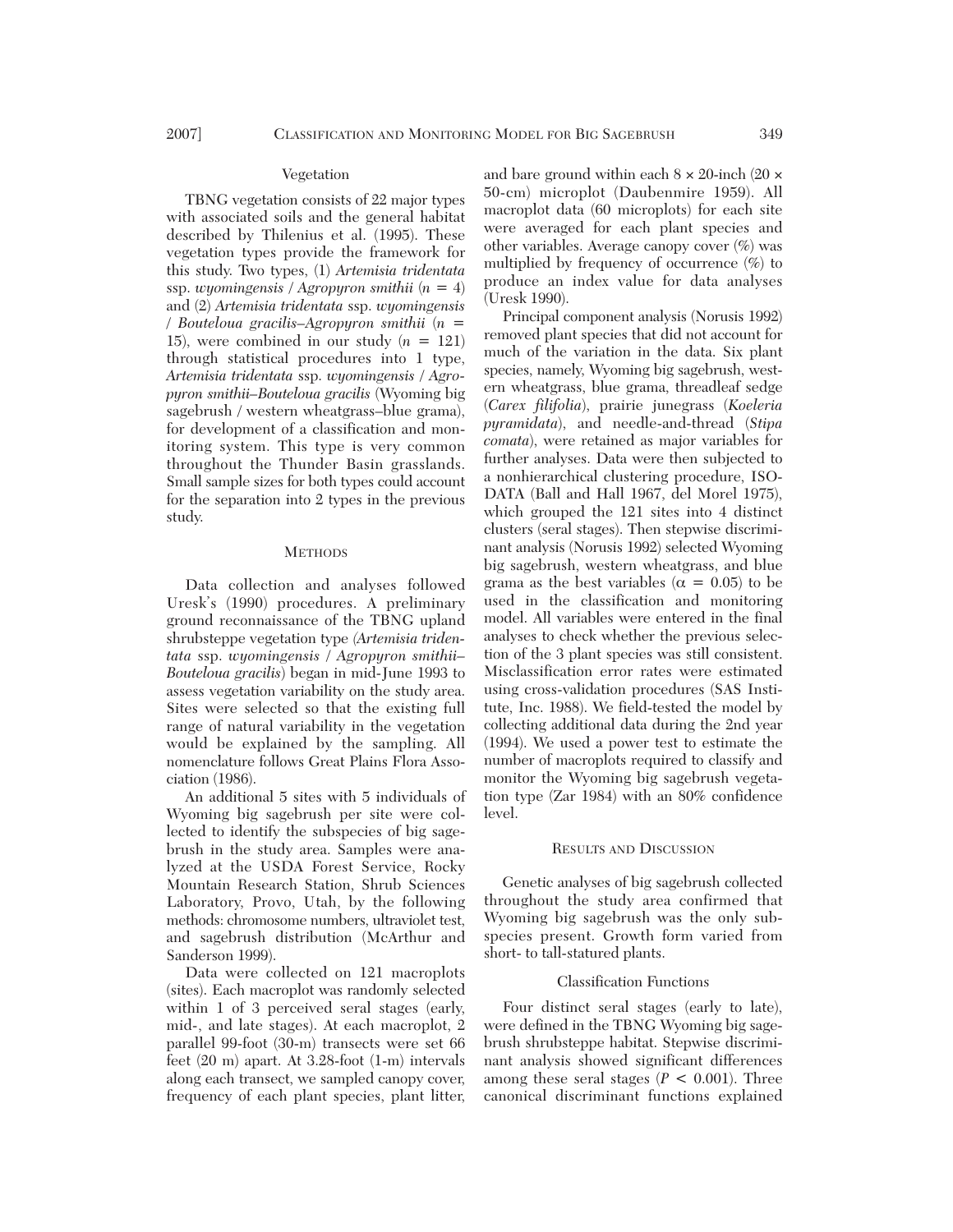### Vegetation

TBNG vegetation consists of 22 major types with associated soils and the general habitat described by Thilenius et al. (1995). These vegetation types provide the framework for this study. Two types, (1) *Artemisia tridentata* ssp. *wyomingensis* / *Agropyron smithii* ($n = 4$) and (2) *Artemisia tridentata* ssp. *wyomingensis* / *Bouteloua gracilis–Agropyron smithii* ($n = 15$), were combined in our study ($n = 121$) through statistical procedures into 1 type, *Artemisia tridentata* ssp. *wyomingensis* / *Agropyron smithii–Bouteloua gracilis* (Wyoming big sagebrush / western wheatgrass–blue grama), for development of a classification and monitoring system. This type is very common throughout the Thunder Basin grasslands. Small sample sizes for both types could account for the separation into 2 types in the previous study.

## Methods

Data collection and analyses followed Uresk's (1990) procedures. A preliminary ground reconnaissance of the TBNG upland shrubsteppe vegetation type (*Artemisia tridentata* ssp. *wyomingensis* / *Agropyron smithii–Bouteloua gracilis*) began in mid-June 1993 to assess vegetation variability on the study area. Sites were selected so that the existing full range of natural variability in the vegetation would be explained by the sampling. All nomenclature follows Great Plains Flora Association (1986).

An additional 5 sites with 5 individuals of Wyoming big sagebrush per site were collected to identify the subspecies of big sagebrush in the study area. Samples were analyzed at the USDA Forest Service, Rocky Mountain Research Station, Shrub Sciences Laboratory, Provo, Utah, by the following methods: chromosome numbers, ultraviolet test, and sagebrush distribution (McArthur and Sanderson 1999).

Data were collected on 121 macroplots (sites). Each macroplot was randomly selected within 1 of 3 perceived seral stages (early, mid-, and late stages). At each macroplot, 2 parallel 99-foot (30-m) transects were set 66 feet (20 m) apart. At 3.28-foot (1-m) intervals along each transect, we sampled canopy cover, frequency of each plant species, plant litter, and bare ground within each 8 × 20-inch (20 × 50-cm) microplot (Daubenmire 1959). All macroplot data (60 microplots) for each site were averaged for each plant species and other variables. Average canopy cover (%) was multiplied by frequency of occurrence (%) to produce an index value for data analyses (Uresk 1990).

Principal component analysis (Norusis 1992) removed plant species that did not account for much of the variation in the data. Six plant species, namely, Wyoming big sagebrush, western wheatgrass, blue grama, threadleaf sedge (*Carex filifolia*), prairie junegrass (*Koeleria pyramidata*), and needle-and-thread (*Stipa comata*), were retained as major variables for further analyses. Data were then subjected to a nonhierarchical clustering procedure, ISODATA (Ball and Hall 1967, del Morel 1975), which grouped the 121 sites into 4 distinct clusters (seral stages). Then stepwise discriminant analysis (Norusis 1992) selected Wyoming big sagebrush, western wheatgrass, and blue grama as the best variables ($\alpha = 0.05$) to be used in the classification and monitoring model. All variables were entered in the final analyses to check whether the previous selection of the 3 plant species was still consistent. Misclassification error rates were estimated using cross-validation procedures (SAS Institute, Inc. 1988). We field-tested the model by collecting additional data during the 2nd year (1994). We used a power test to estimate the number of macroplots required to classify and monitor the Wyoming big sagebrush vegetation type (Zar 1984) with an 80% confidence level.

## Results and Discussion

Genetic analyses of big sagebrush collected throughout the study area confirmed that Wyoming big sagebrush was the only subspecies present. Growth form varied from short- to tall-statured plants.

### Classification Functions

Four distinct seral stages (early to late), were defined in the TBNG Wyoming big sagebrush shrubsteppe habitat. Stepwise discriminant analysis showed significant differences among these seral stages ($P < 0.001$). Three canonical discriminant functions explained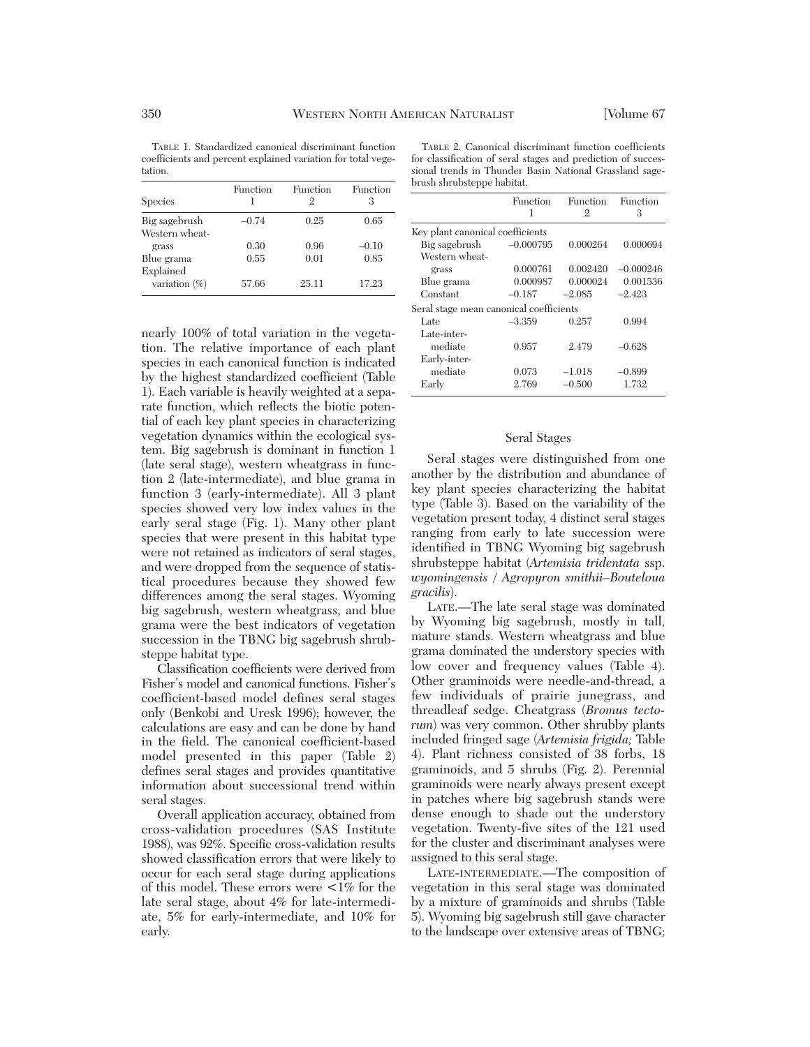TABLE 1. Standardized canonical discriminant function coefficients and percent explained variation for total vegetation.

| Species | Function 1 | Function 2 | Function 3 |
|---|---|---|---|
| Big sagebrush | –0.74 | 0.25 | 0.65 |
| Western wheatgrass | 0.30 | 0.96 | –0.10 |
| Blue grama | 0.55 | 0.01 | 0.85 |
| Explained variation (%) | 57.66 | 25.11 | 17.23 |

nearly 100% of total variation in the vegetation. The relative importance of each plant species in each canonical function is indicated by the highest standardized coefficient (Table 1). Each variable is heavily weighted at a separate function, which reflects the biotic potential of each key plant species in characterizing vegetation dynamics within the ecological system. Big sagebrush is dominant in function 1 (late seral stage), western wheatgrass in function 2 (late-intermediate), and blue grama in function 3 (early-intermediate). All 3 plant species showed very low index values in the early seral stage (Fig. 1). Many other plant species that were present in this habitat type were not retained as indicators of seral stages, and were dropped from the sequence of statistical procedures because they showed few differences among the seral stages. Wyoming big sagebrush, western wheatgrass, and blue grama were the best indicators of vegetation succession in the TBNG big sagebrush shrubsteppe habitat type.

Classification coefficients were derived from Fisher's model and canonical functions. Fisher's coefficient-based model defines seral stages only (Benkobi and Uresk 1996); however, the calculations are easy and can be done by hand in the field. The canonical coefficient-based model presented in this paper (Table 2) defines seral stages and provides quantitative information about successional trend within seral stages.

Overall application accuracy, obtained from cross-validation procedures (SAS Institute 1988), was 92%. Specific cross-validation results showed classification errors that were likely to occur for each seral stage during applications of this model. These errors were <1% for the late seral stage, about 4% for late-intermediate, 5% for early-intermediate, and 10% for early.

TABLE 2. Canonical discriminant function coefficients for classification of seral stages and prediction of successional trends in Thunder Basin National Grassland sagebrush shrubsteppe habitat.

| | Function 1 | Function 2 | Function 3 |
|---|---|---|---|
| Key plant canonical coefficients | | | |
| Big sagebrush | –0.000795 | 0.000264 | 0.000694 |
| Western wheatgrass | 0.000761 | 0.002420 | –0.000246 |
| Blue grama | 0.000987 | 0.000024 | 0.001536 |
| Constant | –0.187 | –2.085 | –2.423 |
| Seral stage mean canonical coefficients | | | |
| Late | –3.359 | 0.257 | 0.994 |
| Late-intermediate | 0.957 | 2.479 | –0.628 |
| Early-intermediate | 0.073 | –1.018 | –0.899 |
| Early | 2.769 | –0.500 | 1.732 |

## Seral Stages

Seral stages were distinguished from one another by the distribution and abundance of key plant species characterizing the habitat type (Table 3). Based on the variability of the vegetation present today, 4 distinct seral stages ranging from early to late succession were identified in TBNG Wyoming big sagebrush shrubsteppe habitat (*Artemisia tridentata* ssp. *wyomingensis* / *Agropyron smithii–Bouteloua gracilis*).

LATE.—The late seral stage was dominated by Wyoming big sagebrush, mostly in tall, mature stands. Western wheatgrass and blue grama dominated the understory species with low cover and frequency values (Table 4). Other graminoids were needle-and-thread, a few individuals of prairie junegrass, and threadleaf sedge. Cheatgrass (*Bromus tectorum*) was very common. Other shrubby plants included fringed sage (*Artemisia frigida;* Table 4). Plant richness consisted of 38 forbs, 18 graminoids, and 5 shrubs (Fig. 2). Perennial graminoids were nearly always present except in patches where big sagebrush stands were dense enough to shade out the understory vegetation. Twenty-five sites of the 121 used for the cluster and discriminant analyses were assigned to this seral stage.

LATE-INTERMEDIATE.—The composition of vegetation in this seral stage was dominated by a mixture of graminoids and shrubs (Table 5). Wyoming big sagebrush still gave character to the landscape over extensive areas of TBNG;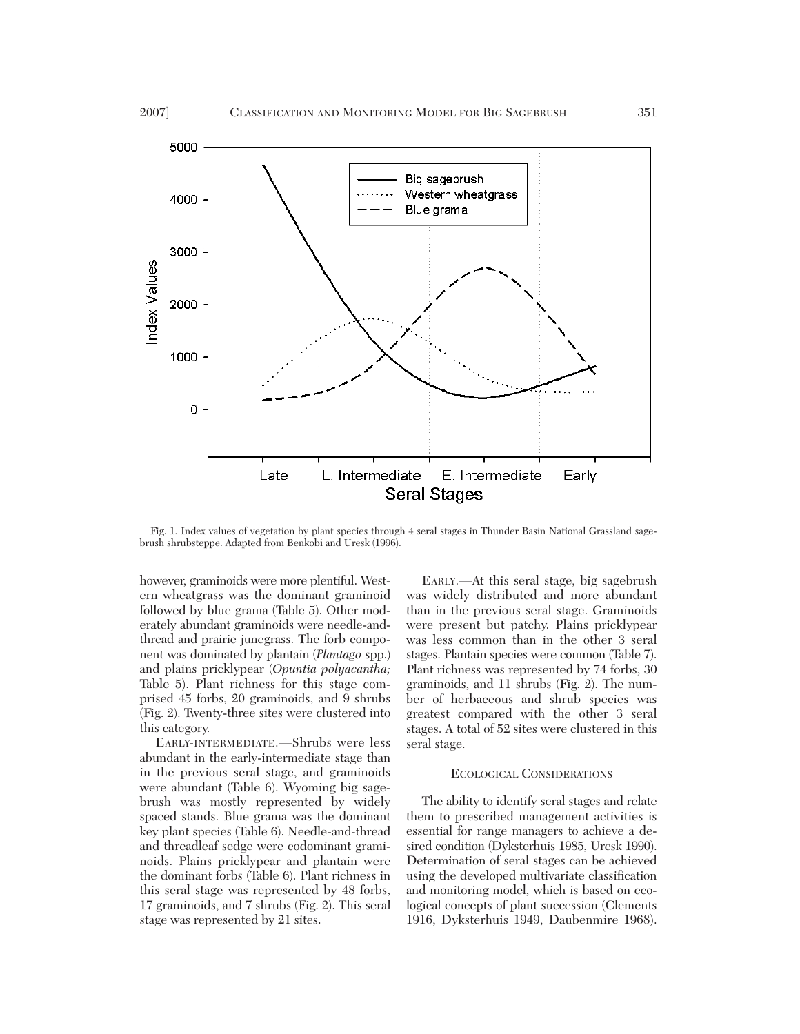Fig. 1. Index values of vegetation by plant species through 4 seral stages in Thunder Basin National Grassland sagebrush shrubsteppe. Adapted from Benkobi and Uresk (1996).

however, graminoids were more plentiful. Western wheatgrass was the dominant graminoid followed by blue grama (Table 5). Other moderately abundant graminoids were needle-and-thread and prairie junegrass. The forb component was dominated by plantain (*Plantago* spp.) and plains pricklypear (*Opuntia polyacantha;* Table 5). Plant richness for this stage comprised 45 forbs, 20 graminoids, and 9 shrubs (Fig. 2). Twenty-three sites were clustered into this category.

EARLY-INTERMEDIATE.—Shrubs were less abundant in the early-intermediate stage than in the previous seral stage, and graminoids were abundant (Table 6). Wyoming big sagebrush was mostly represented by widely spaced stands. Blue grama was the dominant key plant species (Table 6). Needle-and-thread and threadleaf sedge were codominant graminoids. Plains pricklypear and plantain were the dominant forbs (Table 6). Plant richness in this seral stage was represented by 48 forbs, 17 graminoids, and 7 shrubs (Fig. 2). This seral stage was represented by 21 sites.

EARLY.—At this seral stage, big sagebrush was widely distributed and more abundant than in the previous seral stage. Graminoids were present but patchy. Plains pricklypear was less common than in the other 3 seral stages. Plantain species were common (Table 7). Plant richness was represented by 74 forbs, 30 graminoids, and 11 shrubs (Fig. 2). The number of herbaceous and shrub species was greatest compared with the other 3 seral stages. A total of 52 sites were clustered in this seral stage.

## ECOLOGICAL CONSIDERATIONS

The ability to identify seral stages and relate them to prescribed management activities is essential for range managers to achieve a desired condition (Dyksterhuis 1985, Uresk 1990). Determination of seral stages can be achieved using the developed multivariate classification and monitoring model, which is based on ecological concepts of plant succession (Clements 1916, Dyksterhuis 1949, Daubenmire 1968).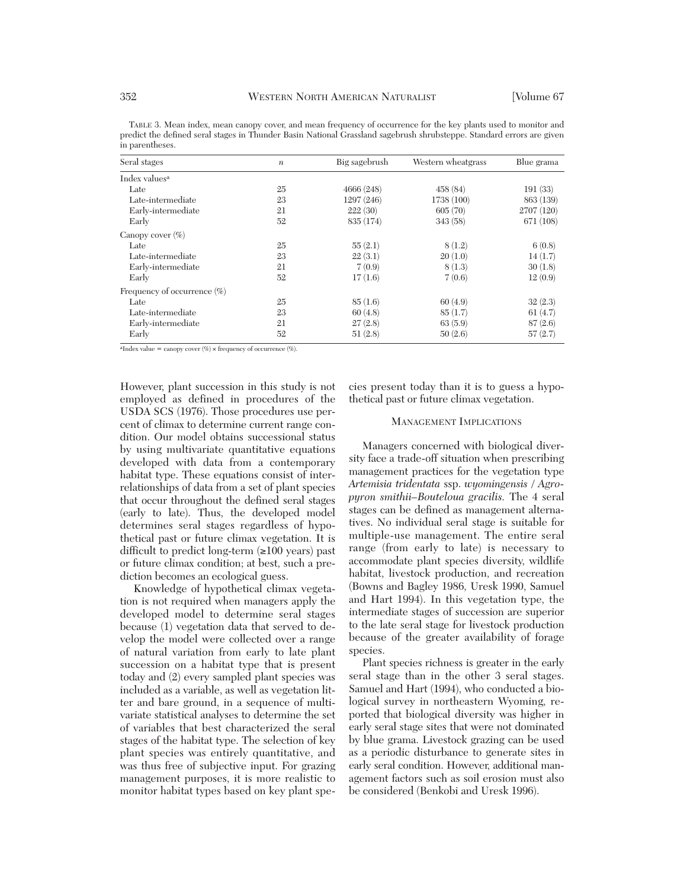TABLE 3. Mean index, mean canopy cover, and mean frequency of occurrence for the key plants used to monitor and predict the defined seral stages in Thunder Basin National Grassland sagebrush shrubsteppe. Standard errors are given in parentheses.

| Seral stages | $n$ | Big sagebrush | Western wheatgrass | Blue grama |
|---|---|---|---|---|
| Index values[a] | | | | |
| Late | 25 | 4666 (248) | 458 (84) | 191 (33) |
| Late-intermediate | 23 | 1297 (246) | 1738 (100) | 863 (139) |
| Early-intermediate | 21 | 222 (30) | 605 (70) | 2707 (120) |
| Early | 52 | 835 (174) | 343 (58) | 671 (108) |
| Canopy cover (%) | | | | |
| Late | 25 | 55 (2.1) | 8 (1.2) | 6 (0.8) |
| Late-intermediate | 23 | 22 (3.1) | 20 (1.0) | 14 (1.7) |
| Early-intermediate | 21 | 7 (0.9) | 8 (1.3) | 30 (1.8) |
| Early | 52 | 17 (1.6) | 7 (0.6) | 12 (0.9) |
| Frequency of occurrence (%) | | | | |
| Late | 25 | 85 (1.6) | 60 (4.9) | 32 (2.3) |
| Late-intermediate | 23 | 60 (4.8) | 85 (1.7) | 61 (4.7) |
| Early-intermediate | 21 | 27 (2.8) | 63 (5.9) | 87 (2.6) |
| Early | 52 | 51 (2.8) | 50 (2.6) | 57 (2.7) |

[a]Index value = canopy cover (%) × frequency of occurrence (%).

However, plant succession in this study is not employed as defined in procedures of the USDA SCS (1976). Those procedures use percent of climax to determine current range condition. Our model obtains successional status by using multivariate quantitative equations developed with data from a contemporary habitat type. These equations consist of interrelationships of data from a set of plant species that occur throughout the defined seral stages (early to late). Thus, the developed model determines seral stages regardless of hypothetical past or future climax vegetation. It is difficult to predict long-term (≥100 years) past or future climax condition; at best, such a prediction becomes an ecological guess.

Knowledge of hypothetical climax vegetation is not required when managers apply the developed model to determine seral stages because (1) vegetation data that served to develop the model were collected over a range of natural variation from early to late plant succession on a habitat type that is present today and (2) every sampled plant species was included as a variable, as well as vegetation litter and bare ground, in a sequence of multivariate statistical analyses to determine the set of variables that best characterized the seral stages of the habitat type. The selection of key plant species was entirely quantitative, and was thus free of subjective input. For grazing management purposes, it is more realistic to monitor habitat types based on key plant species present today than it is to guess a hypothetical past or future climax vegetation.

## MANAGEMENT IMPLICATIONS

Managers concerned with biological diversity face a trade-off situation when prescribing management practices for the vegetation type *Artemisia tridentata* ssp. *wyomingensis* / *Agropyron smithii–Bouteloua gracilis*. The 4 seral stages can be defined as management alternatives. No individual seral stage is suitable for multiple-use management. The entire seral range (from early to late) is necessary to accommodate plant species diversity, wildlife habitat, livestock production, and recreation (Bowns and Bagley 1986, Uresk 1990, Samuel and Hart 1994). In this vegetation type, the intermediate stages of succession are superior to the late seral stage for livestock production because of the greater availability of forage species.

Plant species richness is greater in the early seral stage than in the other 3 seral stages. Samuel and Hart (1994), who conducted a biological survey in northeastern Wyoming, reported that biological diversity was higher in early seral stage sites that were not dominated by blue grama. Livestock grazing can be used as a periodic disturbance to generate sites in early seral condition. However, additional management factors such as soil erosion must also be considered (Benkobi and Uresk 1996).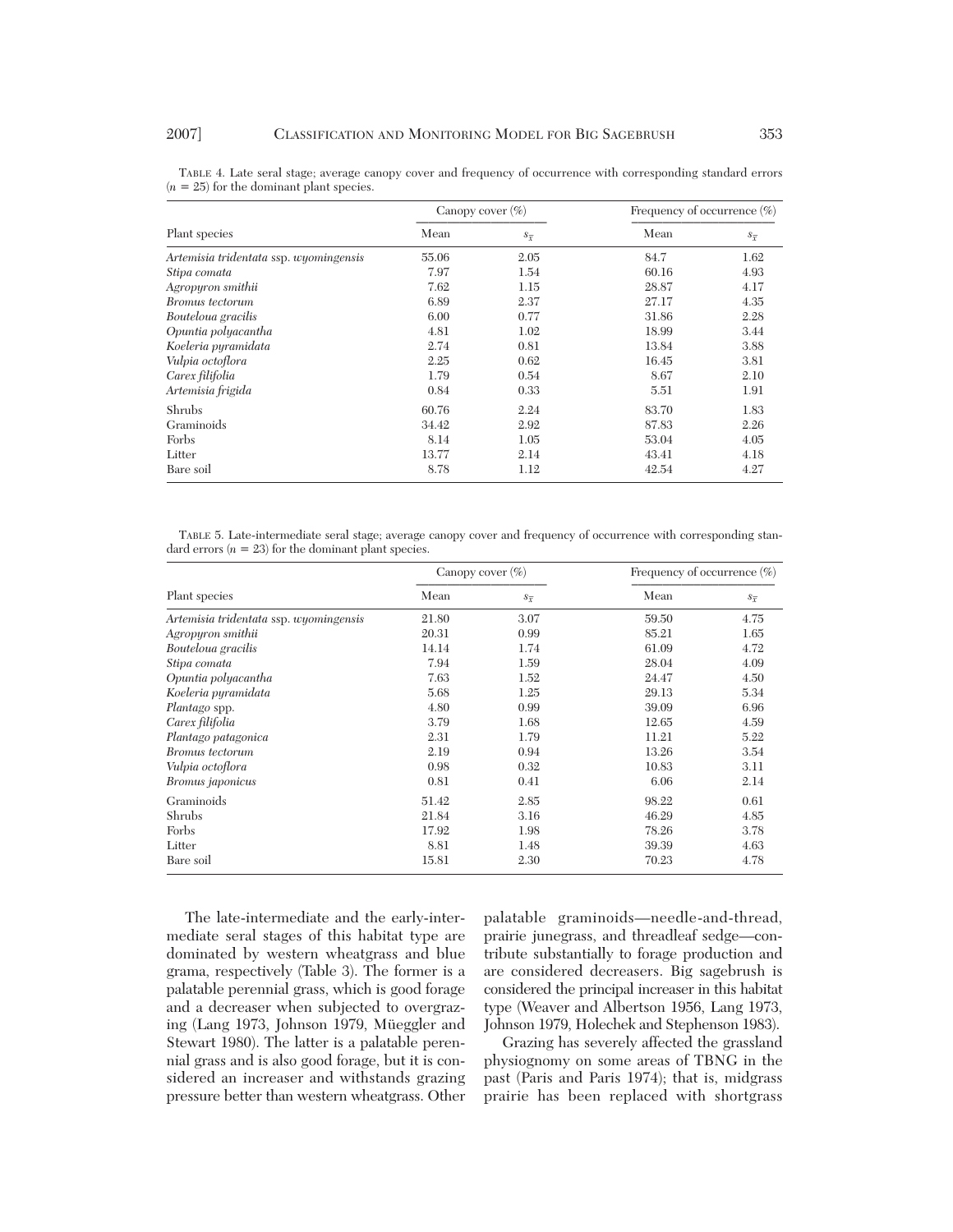TABLE 4. Late seral stage; average canopy cover and frequency of occurrence with corresponding standard errors ($n$ = 25) for the dominant plant species.

| Plant species | Canopy cover (%) | | Frequency of occurrence (%) | |
|---|---|---|---|---|
| | Mean | $s_{\bar{x}}$ | Mean | $s_{\bar{x}}$ |
| *Artemisia tridentata* ssp. *wyomingensis* | 55.06 | 2.05 | 84.7 | 1.62 |
| *Stipa comata* | 7.97 | 1.54 | 60.16 | 4.93 |
| *Agropyron smithii* | 7.62 | 1.15 | 28.87 | 4.17 |
| *Bromus tectorum* | 6.89 | 2.37 | 27.17 | 4.35 |
| *Bouteloua gracilis* | 6.00 | 0.77 | 31.86 | 2.28 |
| *Opuntia polyacantha* | 4.81 | 1.02 | 18.99 | 3.44 |
| *Koeleria pyramidata* | 2.74 | 0.81 | 13.84 | 3.88 |
| *Vulpia octoflora* | 2.25 | 0.62 | 16.45 | 3.81 |
| *Carex filifolia* | 1.79 | 0.54 | 8.67 | 2.10 |
| *Artemisia frigida* | 0.84 | 0.33 | 5.51 | 1.91 |
| Shrubs | 60.76 | 2.24 | 83.70 | 1.83 |
| Graminoids | 34.42 | 2.92 | 87.83 | 2.26 |
| Forbs | 8.14 | 1.05 | 53.04 | 4.05 |
| Litter | 13.77 | 2.14 | 43.41 | 4.18 |
| Bare soil | 8.78 | 1.12 | 42.54 | 4.27 |

TABLE 5. Late-intermediate seral stage; average canopy cover and frequency of occurrence with corresponding standard errors ($n$ = 23) for the dominant plant species.

| Plant species | Canopy cover (%) | | Frequency of occurrence (%) | |
|---|---|---|---|---|
| | Mean | $s_{\bar{x}}$ | Mean | $s_{\bar{x}}$ |
| *Artemisia tridentata* ssp. *wyomingensis* | 21.80 | 3.07 | 59.50 | 4.75 |
| *Agropyron smithii* | 20.31 | 0.99 | 85.21 | 1.65 |
| *Bouteloua gracilis* | 14.14 | 1.74 | 61.09 | 4.72 |
| *Stipa comata* | 7.94 | 1.59 | 28.04 | 4.09 |
| *Opuntia polyacantha* | 7.63 | 1.52 | 24.47 | 4.50 |
| *Koeleria pyramidata* | 5.68 | 1.25 | 29.13 | 5.34 |
| *Plantago* spp. | 4.80 | 0.99 | 39.09 | 6.96 |
| *Carex filifolia* | 3.79 | 1.68 | 12.65 | 4.59 |
| *Plantago patagonica* | 2.31 | 1.79 | 11.21 | 5.22 |
| *Bromus tectorum* | 2.19 | 0.94 | 13.26 | 3.54 |
| *Vulpia octoflora* | 0.98 | 0.32 | 10.83 | 3.11 |
| *Bromus japonicus* | 0.81 | 0.41 | 6.06 | 2.14 |
| Graminoids | 51.42 | 2.85 | 98.22 | 0.61 |
| Shrubs | 21.84 | 3.16 | 46.29 | 4.85 |
| Forbs | 17.92 | 1.98 | 78.26 | 3.78 |
| Litter | 8.81 | 1.48 | 39.39 | 4.63 |
| Bare soil | 15.81 | 2.30 | 70.23 | 4.78 |

The late-intermediate and the early-intermediate seral stages of this habitat type are dominated by western wheatgrass and blue grama, respectively (Table 3). The former is a palatable perennial grass, which is good forage and a decreaser when subjected to overgrazing (Lang 1973, Johnson 1979, Müeggler and Stewart 1980). The latter is a palatable perennial grass and is also good forage, but it is considered an increaser and withstands grazing pressure better than western wheatgrass. Other palatable graminoids—needle-and-thread, prairie junegrass, and threadleaf sedge—contribute substantially to forage production and are considered decreasers. Big sagebrush is considered the principal increaser in this habitat type (Weaver and Albertson 1956, Lang 1973, Johnson 1979, Holechek and Stephenson 1983).

Grazing has severely affected the grassland physiognomy on some areas of TBNG in the past (Paris and Paris 1974); that is, midgrass prairie has been replaced with shortgrass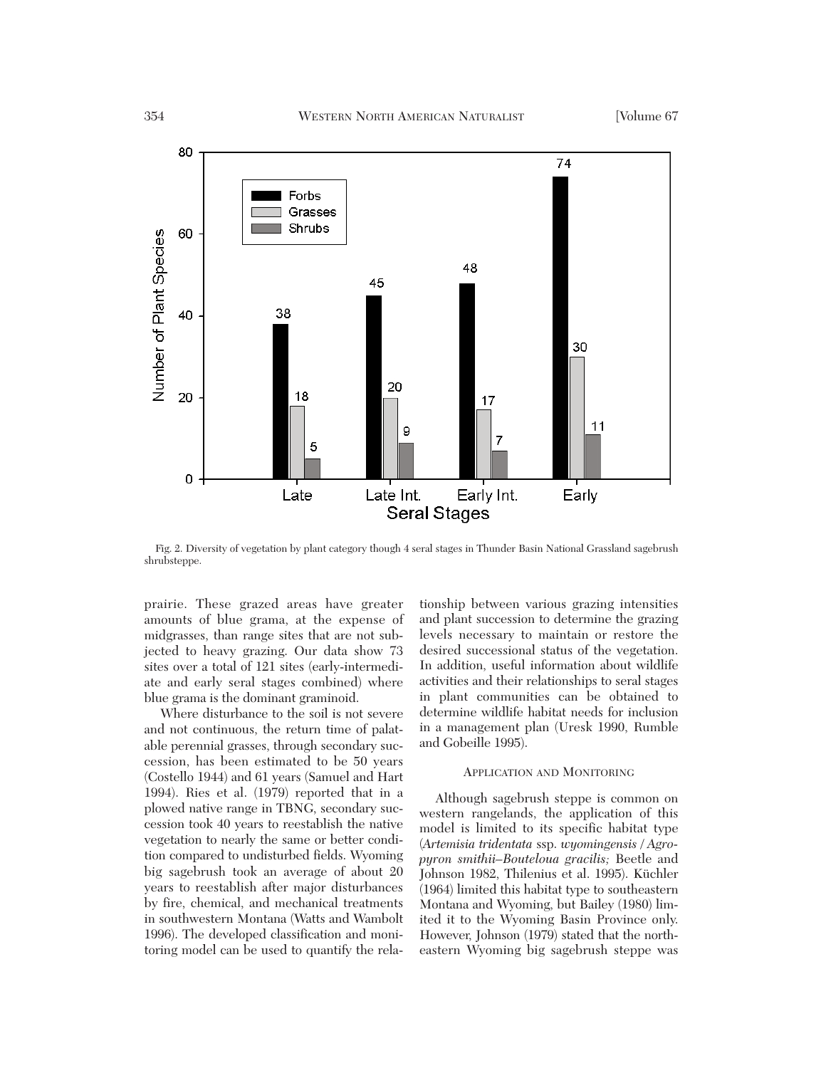Fig. 2. Diversity of vegetation by plant category though 4 seral stages in Thunder Basin National Grassland sagebrush shrubsteppe.

prairie. These grazed areas have greater amounts of blue grama, at the expense of midgrasses, than range sites that are not subjected to heavy grazing. Our data show 73 sites over a total of 121 sites (early-intermediate and early seral stages combined) where blue grama is the dominant graminoid.

Where disturbance to the soil is not severe and not continuous, the return time of palatable perennial grasses, through secondary succession, has been estimated to be 50 years (Costello 1944) and 61 years (Samuel and Hart 1994). Ries et al. (1979) reported that in a plowed native range in TBNG, secondary succession took 40 years to reestablish the native vegetation to nearly the same or better condition compared to undisturbed fields. Wyoming big sagebrush took an average of about 20 years to reestablish after major disturbances by fire, chemical, and mechanical treatments in southwestern Montana (Watts and Wambolt 1996). The developed classification and monitoring model can be used to quantify the relationship between various grazing intensities and plant succession to determine the grazing levels necessary to maintain or restore the desired successional status of the vegetation. In addition, useful information about wildlife activities and their relationships to seral stages in plant communities can be obtained to determine wildlife habitat needs for inclusion in a management plan (Uresk 1990, Rumble and Gobeille 1995).

## Application and Monitoring

Although sagebrush steppe is common on western rangelands, the application of this model is limited to its specific habitat type (*Artemisia tridentata* ssp. *wyomingensis / Agropyron smithii–Bouteloua gracilis;* Beetle and Johnson 1982, Thilenius et al. 1995). Küchler (1964) limited this habitat type to southeastern Montana and Wyoming, but Bailey (1980) limited it to the Wyoming Basin Province only. However, Johnson (1979) stated that the northeastern Wyoming big sagebrush steppe was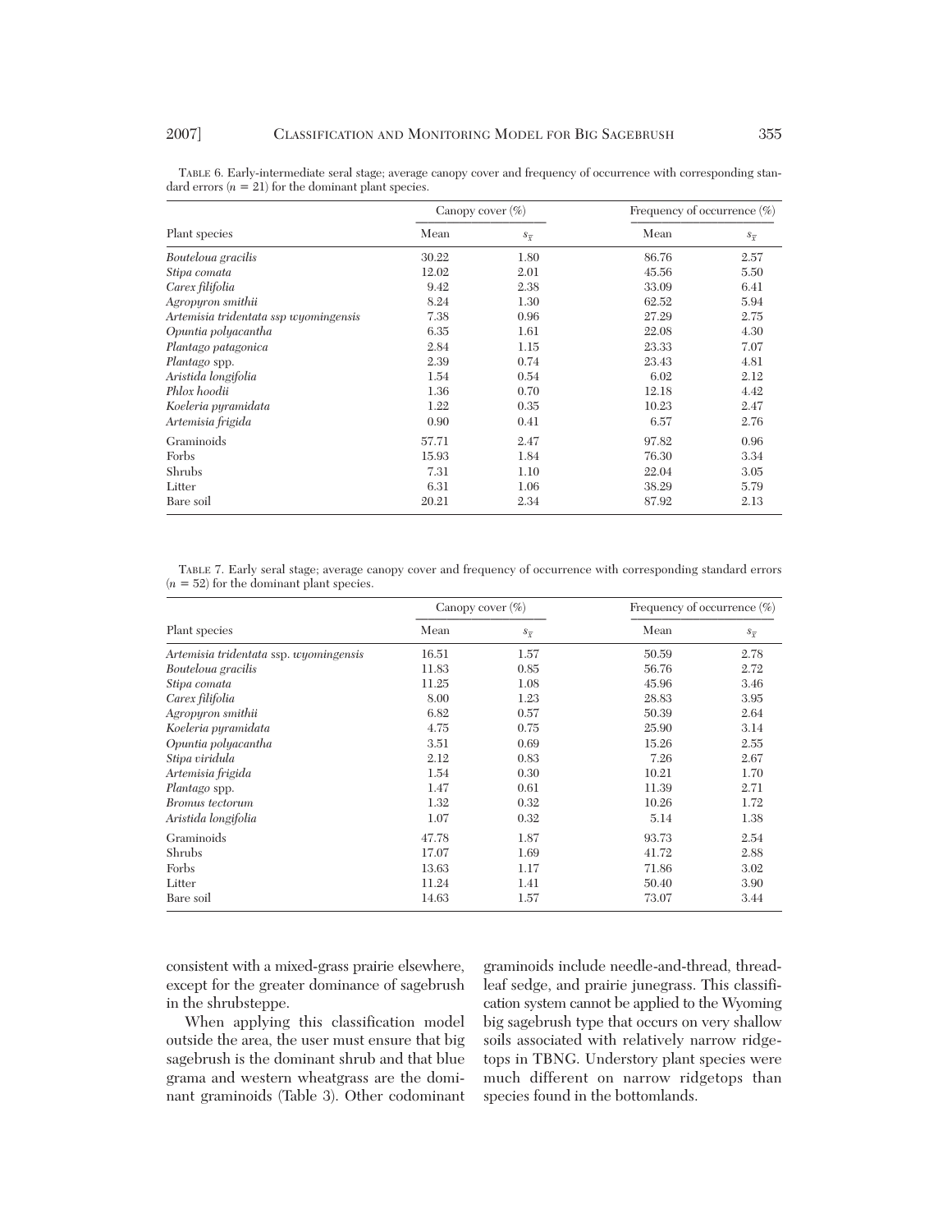TABLE 6. Early-intermediate seral stage; average canopy cover and frequency of occurrence with corresponding standard errors ($n = 21$) for the dominant plant species.

| Plant species | Canopy cover (%) | | Frequency of occurrence (%) | |
|---|---|---|---|---|
| | Mean | $s_{\bar{x}}$ | Mean | $s_{\bar{x}}$ |
| *Bouteloua gracilis* | 30.22 | 1.80 | 86.76 | 2.57 |
| *Stipa comata* | 12.02 | 2.01 | 45.56 | 5.50 |
| *Carex filifolia* | 9.42 | 2.38 | 33.09 | 6.41 |
| *Agropyron smithii* | 8.24 | 1.30 | 62.52 | 5.94 |
| *Artemisia tridentata ssp wyomingensis* | 7.38 | 0.96 | 27.29 | 2.75 |
| *Opuntia polyacantha* | 6.35 | 1.61 | 22.08 | 4.30 |
| *Plantago patagonica* | 2.84 | 1.15 | 23.33 | 7.07 |
| *Plantago* spp. | 2.39 | 0.74 | 23.43 | 4.81 |
| *Aristida longifolia* | 1.54 | 0.54 | 6.02 | 2.12 |
| *Phlox hoodii* | 1.36 | 0.70 | 12.18 | 4.42 |
| *Koeleria pyramidata* | 1.22 | 0.35 | 10.23 | 2.47 |
| *Artemisia frigida* | 0.90 | 0.41 | 6.57 | 2.76 |
| Graminoids | 57.71 | 2.47 | 97.82 | 0.96 |
| Forbs | 15.93 | 1.84 | 76.30 | 3.34 |
| Shrubs | 7.31 | 1.10 | 22.04 | 3.05 |
| Litter | 6.31 | 1.06 | 38.29 | 5.79 |
| Bare soil | 20.21 | 2.34 | 87.92 | 2.13 |

TABLE 7. Early seral stage; average canopy cover and frequency of occurrence with corresponding standard errors ($n = 52$) for the dominant plant species.

| Plant species | Canopy cover (%) | | Frequency of occurrence (%) | |
|---|---|---|---|---|
| | Mean | $s_{\bar{x}}$ | Mean | $s_{\bar{x}}$ |
| *Artemisia tridentata* ssp. *wyomingensis* | 16.51 | 1.57 | 50.59 | 2.78 |
| *Bouteloua gracilis* | 11.83 | 0.85 | 56.76 | 2.72 |
| *Stipa comata* | 11.25 | 1.08 | 45.96 | 3.46 |
| *Carex filifolia* | 8.00 | 1.23 | 28.83 | 3.95 |
| *Agropyron smithii* | 6.82 | 0.57 | 50.39 | 2.64 |
| *Koeleria pyramidata* | 4.75 | 0.75 | 25.90 | 3.14 |
| *Opuntia polyacantha* | 3.51 | 0.69 | 15.26 | 2.55 |
| *Stipa viridula* | 2.12 | 0.83 | 7.26 | 2.67 |
| *Artemisia frigida* | 1.54 | 0.30 | 10.21 | 1.70 |
| *Plantago* spp. | 1.47 | 0.61 | 11.39 | 2.71 |
| *Bromus tectorum* | 1.32 | 0.32 | 10.26 | 1.72 |
| *Aristida longifolia* | 1.07 | 0.32 | 5.14 | 1.38 |
| Graminoids | 47.78 | 1.87 | 93.73 | 2.54 |
| Shrubs | 17.07 | 1.69 | 41.72 | 2.88 |
| Forbs | 13.63 | 1.17 | 71.86 | 3.02 |
| Litter | 11.24 | 1.41 | 50.40 | 3.90 |
| Bare soil | 14.63 | 1.57 | 73.07 | 3.44 |

consistent with a mixed-grass prairie elsewhere, except for the greater dominance of sagebrush in the shrubsteppe.

When applying this classification model outside the area, the user must ensure that big sagebrush is the dominant shrub and that blue grama and western wheatgrass are the dominant graminoids (Table 3). Other codominant graminoids include needle-and-thread, threadleaf sedge, and prairie junegrass. This classification system cannot be applied to the Wyoming big sagebrush type that occurs on very shallow soils associated with relatively narrow ridgetops in TBNG. Understory plant species were much different on narrow ridgetops than species found in the bottomlands.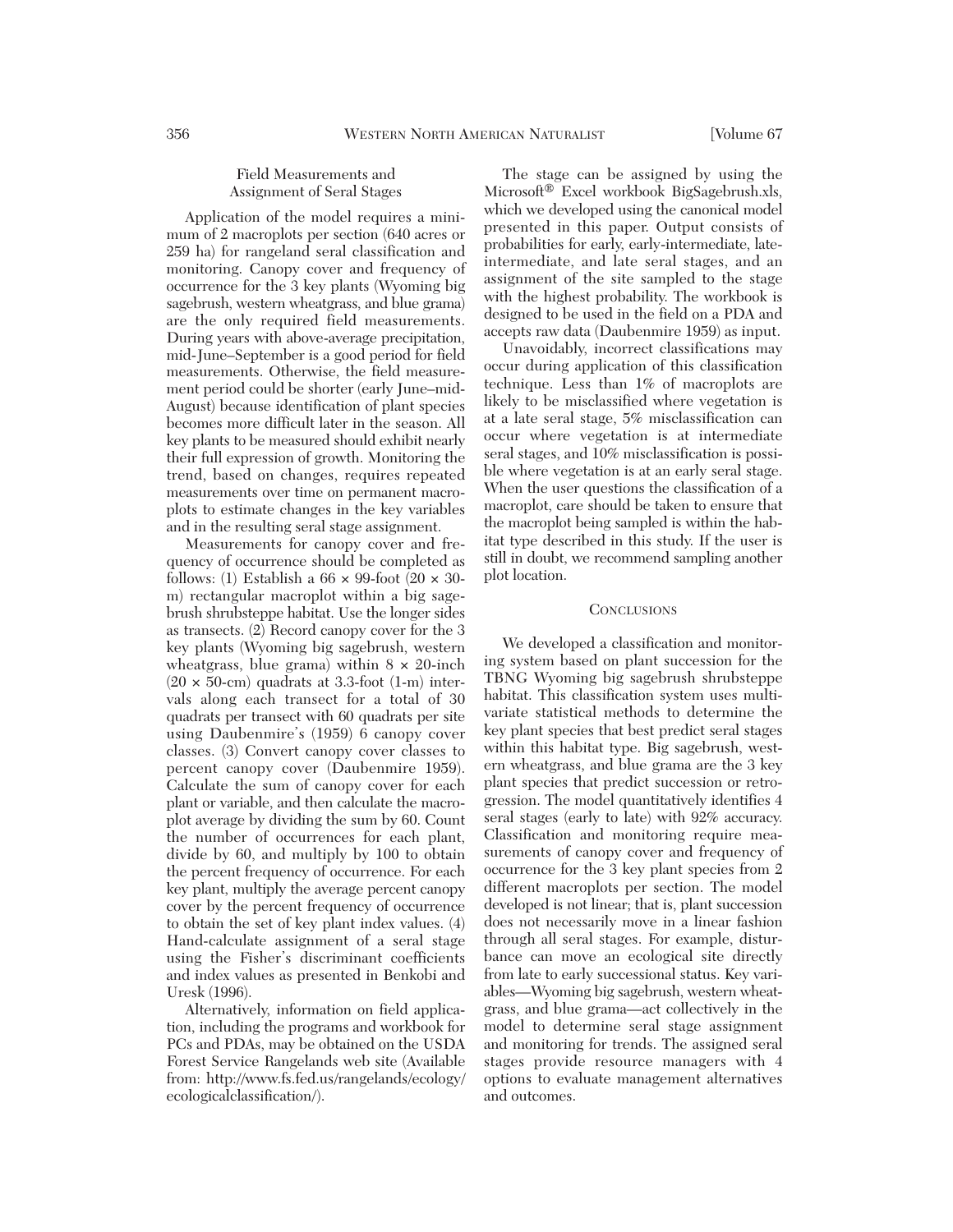### Field Measurements and Assignment of Seral Stages

Application of the model requires a minimum of 2 macroplots per section (640 acres or 259 ha) for rangeland seral classification and monitoring. Canopy cover and frequency of occurrence for the 3 key plants (Wyoming big sagebrush, western wheatgrass, and blue grama) are the only required field measurements. During years with above-average precipitation, mid-June–September is a good period for field measurements. Otherwise, the field measurement period could be shorter (early June–mid-August) because identification of plant species becomes more difficult later in the season. All key plants to be measured should exhibit nearly their full expression of growth. Monitoring the trend, based on changes, requires repeated measurements over time on permanent macroplots to estimate changes in the key variables and in the resulting seral stage assignment.

Measurements for canopy cover and frequency of occurrence should be completed as follows: (1) Establish a 66 × 99-foot (20 × 30-m) rectangular macroplot within a big sagebrush shrubsteppe habitat. Use the longer sides as transects. (2) Record canopy cover for the 3 key plants (Wyoming big sagebrush, western wheatgrass, blue grama) within 8 × 20-inch (20 × 50-cm) quadrats at 3.3-foot (1-m) intervals along each transect for a total of 30 quadrats per transect with 60 quadrats per site using Daubenmire's (1959) 6 canopy cover classes. (3) Convert canopy cover classes to percent canopy cover (Daubenmire 1959). Calculate the sum of canopy cover for each plant or variable, and then calculate the macroplot average by dividing the sum by 60. Count the number of occurrences for each plant, divide by 60, and multiply by 100 to obtain the percent frequency of occurrence. For each key plant, multiply the average percent canopy cover by the percent frequency of occurrence to obtain the set of key plant index values. (4) Hand-calculate assignment of a seral stage using the Fisher's discriminant coefficients and index values as presented in Benkobi and Uresk (1996).

Alternatively, information on field application, including the programs and workbook for PCs and PDAs, may be obtained on the USDA Forest Service Rangelands web site (Available from: http://www.fs.fed.us/rangelands/ecology/ecologicalclassification/).

The stage can be assigned by using the Microsoft® Excel workbook BigSagebrush.xls, which we developed using the canonical model presented in this paper. Output consists of probabilities for early, early-intermediate, late-intermediate, and late seral stages, and an assignment of the site sampled to the stage with the highest probability. The workbook is designed to be used in the field on a PDA and accepts raw data (Daubenmire 1959) as input.

Unavoidably, incorrect classifications may occur during application of this classification technique. Less than 1% of macroplots are likely to be misclassified where vegetation is at a late seral stage, 5% misclassification can occur where vegetation is at intermediate seral stages, and 10% misclassification is possible where vegetation is at an early seral stage. When the user questions the classification of a macroplot, care should be taken to ensure that the macroplot being sampled is within the habitat type described in this study. If the user is still in doubt, we recommend sampling another plot location.

## Conclusions

We developed a classification and monitoring system based on plant succession for the TBNG Wyoming big sagebrush shrubsteppe habitat. This classification system uses multivariate statistical methods to determine the key plant species that best predict seral stages within this habitat type. Big sagebrush, western wheatgrass, and blue grama are the 3 key plant species that predict succession or retrogression. The model quantitatively identifies 4 seral stages (early to late) with 92% accuracy. Classification and monitoring require measurements of canopy cover and frequency of occurrence for the 3 key plant species from 2 different macroplots per section. The model developed is not linear; that is, plant succession does not necessarily move in a linear fashion through all seral stages. For example, disturbance can move an ecological site directly from late to early successional status. Key variables—Wyoming big sagebrush, western wheatgrass, and blue grama—act collectively in the model to determine seral stage assignment and monitoring for trends. The assigned seral stages provide resource managers with 4 options to evaluate management alternatives and outcomes.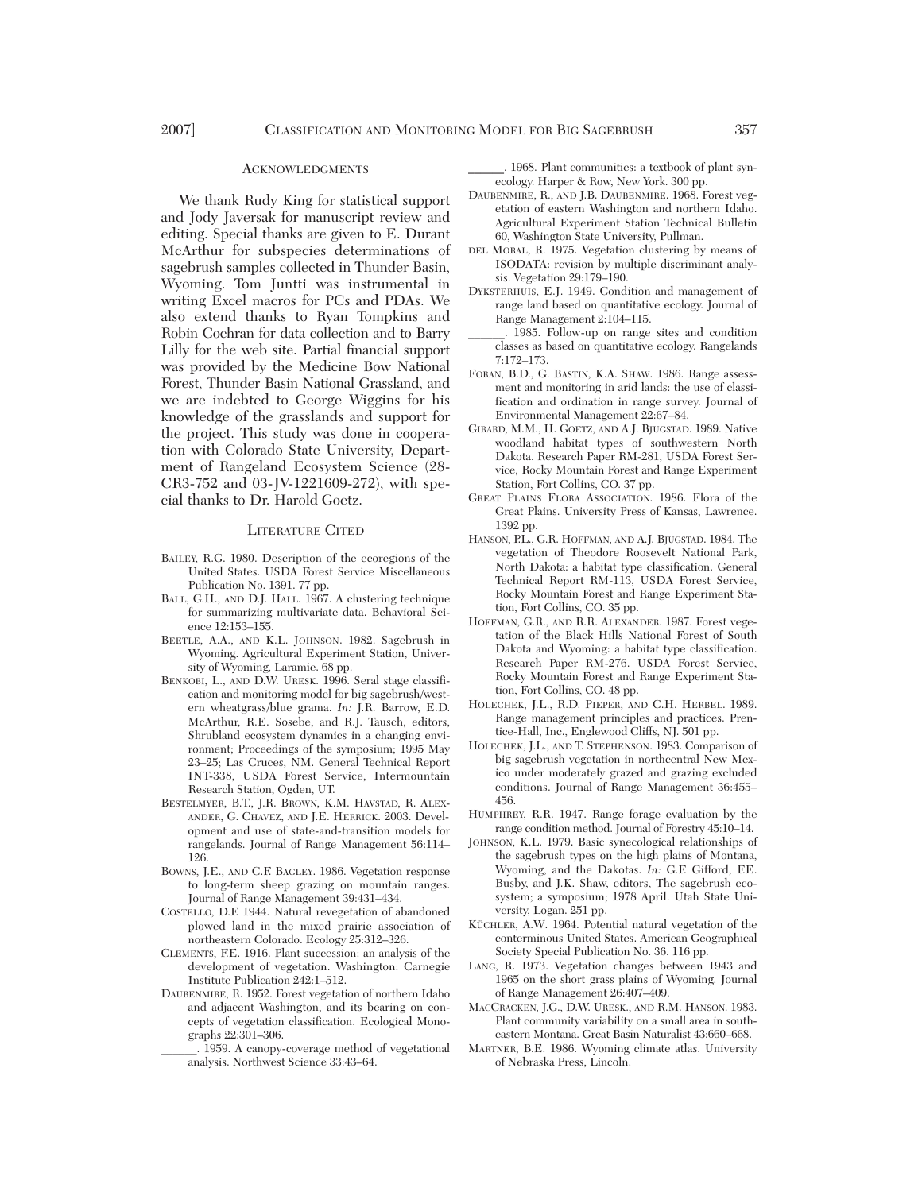## Acknowledgments

We thank Rudy King for statistical support and Jody Javersak for manuscript review and editing. Special thanks are given to E. Durant McArthur for subspecies determinations of sagebrush samples collected in Thunder Basin, Wyoming. Tom Juntti was instrumental in writing Excel macros for PCs and PDAs. We also extend thanks to Ryan Tompkins and Robin Cochran for data collection and to Barry Lilly for the web site. Partial financial support was provided by the Medicine Bow National Forest, Thunder Basin National Grassland, and we are indebted to George Wiggins for his knowledge of the grasslands and support for the project. This study was done in cooperation with Colorado State University, Department of Rangeland Ecosystem Science (28-CR3-752 and 03-JV-1221609-272), with special thanks to Dr. Harold Goetz.

## Literature Cited

Bailey, R.G. 1980. Description of the ecoregions of the United States. USDA Forest Service Miscellaneous Publication No. 1391. 77 pp.

Ball, G.H., and D.J. Hall. 1967. A clustering technique for summarizing multivariate data. Behavioral Science 12:153–155.

Beetle, A.A., and K.L. Johnson. 1982. Sagebrush in Wyoming. Agricultural Experiment Station, University of Wyoming, Laramie. 68 pp.

Benkobi, L., and D.W. Uresk. 1996. Seral stage classification and monitoring model for big sagebrush/western wheatgrass/blue grama. *In:* J.R. Barrow, E.D. McArthur, R.E. Sosebe, and R.J. Tausch, editors, Shrubland ecosystem dynamics in a changing environment; Proceedings of the symposium; 1995 May 23–25; Las Cruces, NM. General Technical Report INT-338, USDA Forest Service, Intermountain Research Station, Ogden, UT.

Bestelmyer, B.T., J.R. Brown, K.M. Havstad, R. Alexander, G. Chavez, and J.E. Herrick. 2003. Development and use of state-and-transition models for rangelands. Journal of Range Management 56:114–126.

Bowns, J.E., and C.F. Bagley. 1986. Vegetation response to long-term sheep grazing on mountain ranges. Journal of Range Management 39:431–434.

Costello, D.F. 1944. Natural revegetation of abandoned plowed land in the mixed prairie association of northeastern Colorado. Ecology 25:312–326.

Clements, F.E. 1916. Plant succession: an analysis of the development of vegetation. Washington: Carnegie Institute Publication 242:1–512.

Daubenmire, R. 1952. Forest vegetation of northern Idaho and adjacent Washington, and its bearing on concepts of vegetation classification. Ecological Monographs 22:301–306.

\_\_\_\_\_\_. 1959. A canopy-coverage method of vegetational analysis. Northwest Science 33:43–64.

\_\_\_\_\_\_. 1968. Plant communities: a textbook of plant synecology. Harper & Row, New York. 300 pp.

Daubenmire, R., and J.B. Daubenmire. 1968. Forest vegetation of eastern Washington and northern Idaho. Agricultural Experiment Station Technical Bulletin 60, Washington State University, Pullman.

del Moral, R. 1975. Vegetation clustering by means of ISODATA: revision by multiple discriminant analysis. Vegetation 29:179–190.

Dyksterhuis, E.J. 1949. Condition and management of range land based on quantitative ecology. Journal of Range Management 2:104–115.

\_\_\_\_\_\_. 1985. Follow-up on range sites and condition classes as based on quantitative ecology. Rangelands 7:172–173.

Foran, B.D., G. Bastin, K.A. Shaw. 1986. Range assessment and monitoring in arid lands: the use of classification and ordination in range survey. Journal of Environmental Management 22:67–84.

Girard, M.M., H. Goetz, and A.J. Bjugstad. 1989. Native woodland habitat types of southwestern North Dakota. Research Paper RM-281, USDA Forest Service, Rocky Mountain Forest and Range Experiment Station, Fort Collins, CO. 37 pp.

Great Plains Flora Association. 1986. Flora of the Great Plains. University Press of Kansas, Lawrence. 1392 pp.

Hanson, P.L., G.R. Hoffman, and A.J. Bjugstad. 1984. The vegetation of Theodore Roosevelt National Park, North Dakota: a habitat type classification. General Technical Report RM-113, USDA Forest Service, Rocky Mountain Forest and Range Experiment Station, Fort Collins, CO. 35 pp.

Hoffman, G.R., and R.R. Alexander. 1987. Forest vegetation of the Black Hills National Forest of South Dakota and Wyoming: a habitat type classification. Research Paper RM-276. USDA Forest Service, Rocky Mountain Forest and Range Experiment Station, Fort Collins, CO. 48 pp.

Holechek, J.L., R.D. Pieper, and C.H. Herbel. 1989. Range management principles and practices. Prentice-Hall, Inc., Englewood Cliffs, NJ. 501 pp.

Holechek, J.L., and T. Stephenson. 1983. Comparison of big sagebrush vegetation in northcentral New Mexico under moderately grazed and grazing excluded conditions. Journal of Range Management 36:455–456.

Humphrey, R.R. 1947. Range forage evaluation by the range condition method. Journal of Forestry 45:10–14.

Johnson, K.L. 1979. Basic synecological relationships of the sagebrush types on the high plains of Montana, Wyoming, and the Dakotas. *In:* G.F. Gifford, F.E. Busby, and J.K. Shaw, editors, The sagebrush ecosystem; a symposium; 1978 April. Utah State University, Logan. 251 pp.

Küchler, A.W. 1964. Potential natural vegetation of the conterminous United States. American Geographical Society Special Publication No. 36. 116 pp.

Lang, R. 1973. Vegetation changes between 1943 and 1965 on the short grass plains of Wyoming. Journal of Range Management 26:407–409.

MacCracken, J.G., D.W. Uresk., and R.M. Hanson. 1983. Plant community variability on a small area in southeastern Montana. Great Basin Naturalist 43:660–668.

Martner, B.E. 1986. Wyoming climate atlas. University of Nebraska Press, Lincoln.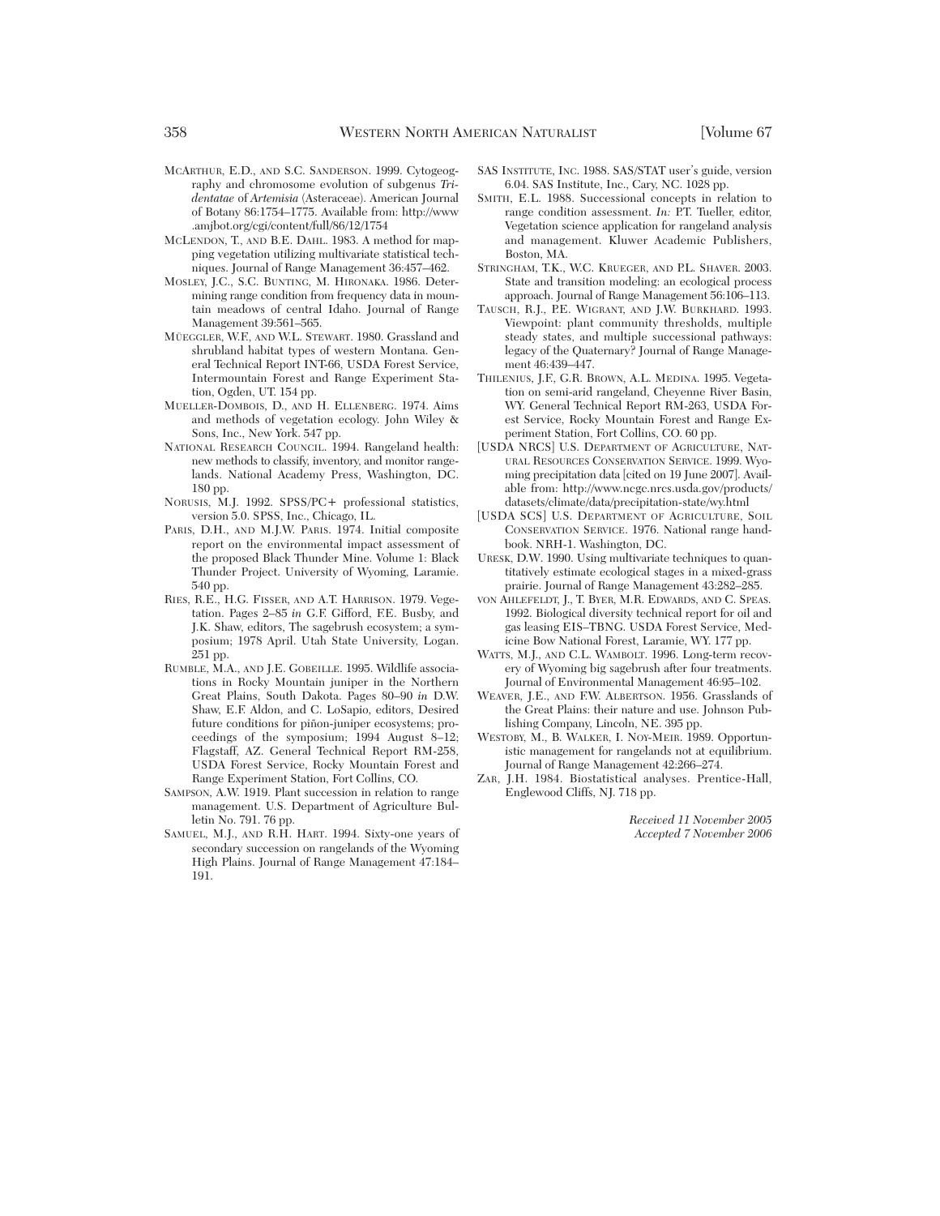McArthur, E.D., and S.C. Sanderson. 1999. Cytogeography and chromosome evolution of subgenus *Tridentatae* of *Artemisia* (Asteraceae). American Journal of Botany 86:1754–1775. Available from: http://www.amjbot.org/cgi/content/full/86/12/1754

McLendon, T., and B.E. Dahl. 1983. A method for mapping vegetation utilizing multivariate statistical techniques. Journal of Range Management 36:457–462.

Mosley, J.C., S.C. Bunting, M. Hironaka. 1986. Determining range condition from frequency data in mountain meadows of central Idaho. Journal of Range Management 39:561–565.

Müeggler, W.F., and W.L. Stewart. 1980. Grassland and shrubland habitat types of western Montana. General Technical Report INT-66, USDA Forest Service, Intermountain Forest and Range Experiment Station, Ogden, UT. 154 pp.

Mueller-Dombois, D., and H. Ellenberg. 1974. Aims and methods of vegetation ecology. John Wiley & Sons, Inc., New York. 547 pp.

National Research Council. 1994. Rangeland health: new methods to classify, inventory, and monitor rangelands. National Academy Press, Washington, DC. 180 pp.

Norusis, M.J. 1992. SPSS/PC+ professional statistics, version 5.0. SPSS, Inc., Chicago, IL.

Paris, D.H., and M.J.W. Paris. 1974. Initial composite report on the environmental impact assessment of the proposed Black Thunder Mine. Volume 1: Black Thunder Project. University of Wyoming, Laramie. 540 pp.

Ries, R.E., H.G. Fisser, and A.T. Harrison. 1979. Vegetation. Pages 2–85 *in* G.F. Gifford, F.E. Busby, and J.K. Shaw, editors, The sagebrush ecosystem; a symposium; 1978 April. Utah State University, Logan. 251 pp.

Rumble, M.A., and J.E. Gobeille. 1995. Wildlife associations in Rocky Mountain juniper in the Northern Great Plains, South Dakota. Pages 80–90 *in* D.W. Shaw, E.F. Aldon, and C. LoSapio, editors, Desired future conditions for piñon-juniper ecosystems; proceedings of the symposium; 1994 August 8–12; Flagstaff, AZ. General Technical Report RM-258, USDA Forest Service, Rocky Mountain Forest and Range Experiment Station, Fort Collins, CO.

Sampson, A.W. 1919. Plant succession in relation to range management. U.S. Department of Agriculture Bulletin No. 791. 76 pp.

Samuel, M.J., and R.H. Hart. 1994. Sixty-one years of secondary succession on rangelands of the Wyoming High Plains. Journal of Range Management 47:184–191.

SAS Institute, Inc. 1988. SAS/STAT user's guide, version 6.04. SAS Institute, Inc., Cary, NC. 1028 pp.

Smith, E.L. 1988. Successional concepts in relation to range condition assessment. *In:* P.T. Tueller, editor, Vegetation science application for rangeland analysis and management. Kluwer Academic Publishers, Boston, MA.

Stringham, T.K., W.C. Krueger, and P.L. Shaver. 2003. State and transition modeling: an ecological process approach. Journal of Range Management 56:106–113.

Tausch, R.J., P.E. Wigrant, and J.W. Burkhard. 1993. Viewpoint: plant community thresholds, multiple steady states, and multiple successional pathways: legacy of the Quaternary? Journal of Range Management 46:439–447.

Thilenius, J.F., G.R. Brown, A.L. Medina. 1995. Vegetation on semi-arid rangeland, Cheyenne River Basin, WY. General Technical Report RM-263, USDA Forest Service, Rocky Mountain Forest and Range Experiment Station, Fort Collins, CO. 60 pp.

[USDA NRCS] U.S. Department of Agriculture, Natural Resources Conservation Service. 1999. Wyoming precipitation data [cited on 19 June 2007]. Available from: http://www.ncgc.nrcs.usda.gov/products/datasets/climate/data/precipitation-state/wy.html

[USDA SCS] U.S. Department of Agriculture, Soil Conservation Service. 1976. National range handbook. NRH-1. Washington, DC.

Uresk, D.W. 1990. Using multivariate techniques to quantitatively estimate ecological stages in a mixed-grass prairie. Journal of Range Management 43:282–285.

von Ahlefeldt, J., T. Byer, M.R. Edwards, and C. Speas. 1992. Biological diversity technical report for oil and gas leasing EIS–TBNG. USDA Forest Service, Medicine Bow National Forest, Laramie, WY. 177 pp.

Watts, M.J., and C.L. Wambolt. 1996. Long-term recovery of Wyoming big sagebrush after four treatments. Journal of Environmental Management 46:95–102.

Weaver, J.E., and F.W. Albertson. 1956. Grasslands of the Great Plains: their nature and use. Johnson Publishing Company, Lincoln, NE. 395 pp.

Westoby, M., B. Walker, I. Noy-Meir. 1989. Opportunistic management for rangelands not at equilibrium. Journal of Range Management 42:266–274.

Zar, J.H. 1984. Biostatistical analyses. Prentice-Hall, Englewood Cliffs, NJ. 718 pp.

*Received 11 November 2005*
*Accepted 7 November 2006*